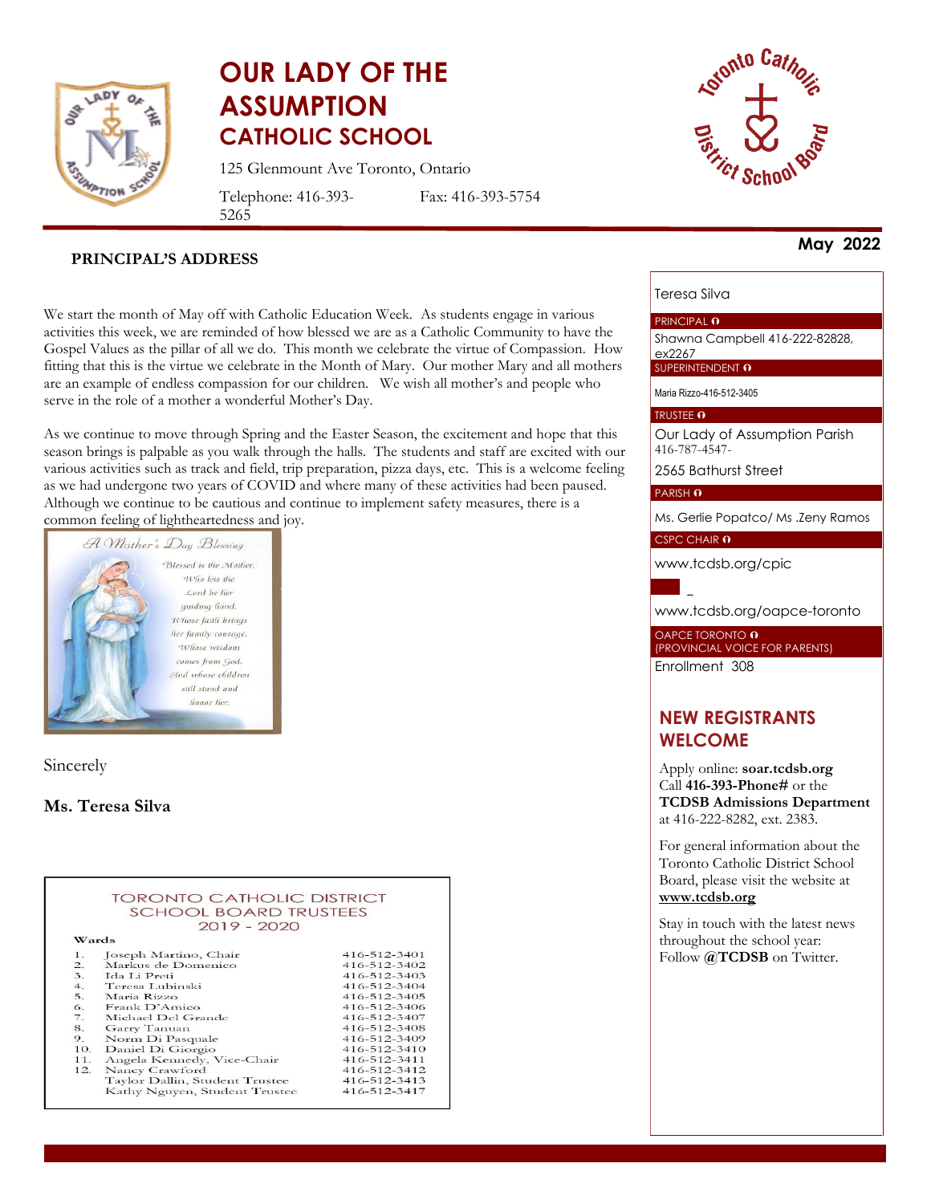# OUR LADY OF THE ASSUMPTION CATHOLIC SCHOOL

125 Glenmount Ave Toronto, Ontario

Telephone: 416-393-5265 Fax: 416-393-5754

**May 2022**

## PRINCIPAL'S ADDRESS

We start the month of May off with Catholic Education Week. As students engage in various activities this week, we are reminded of how blessed we are as a Catholic Community to have the Gospel Values as the pillar of all we do. This month we celebrate the virtue of Compassion. How fitting that this is the virtue we celebrate in the Month of Mary. Our mother Mary and all mothers are an example of endless compassion for our children. We wish all mother's and people who serve in the role of a mother a wonderful Mother's Day.

As we continue to move through Spring and the Easter Season, the excitement and hope that this season brings is palpable as you walk through the halls. The students and staff are excited with our various activities such as track and field, trip preparation, pizza days, etc. This is a welcome feeling as we had undergone two years of COVID and where many of these activities had been paused. Although we continue to be cautious and continue to implement safety measures, there is a common feeling of lightheartedness and joy.

*A Mother's Day Blessing*

*Blessed is the Mother, Who lets the Lord be her guiding hand, Whose faith brings her family courage, Whose wisdom comes from God, And whose children still stand and honor her.*

Sincerely

**Ms. Teresa Silva**

### TORONTO CATHOLIC DISTRICT SCHOOL BOARD TRUSTEES 2019 - 2020

| Wards | | |
|---|---|---|
| 1. | Joseph Martino, Chair | 416-512-3401 |
| 2. | Markus de Domenico | 416-512-3402 |
| 3. | Ida Li Preti | 416-512-3403 |
| 4. | Teresa Lubinski | 416-512-3404 |
| 5. | Maria Rizzo | 416-512-3405 |
| 6. | Frank D'Amico | 416-512-3406 |
| 7. | Michael Del Grande | 416-512-3407 |
| 8. | Garry Tanuan | 416-512-3408 |
| 9. | Norm Di Pasquale | 416-512-3409 |
| 10. | Daniel Di Giorgio | 416-512-3410 |
| 11. | Angela Kennedy, Vice-Chair | 416-512-3411 |
| 12. | Nancy Crawford | 416-512-3412 |
| | Taylor Dallin, Student Trustee | 416-512-3413 |
| | Kathy Nguyen, Student Trustee | 416-512-3417 |

Teresa Silva

PRINCIPAL

Shawna Campbell 416-222-82828, ex2267

SUPERINTENDENT

Maria Rizzo-416-512-3405

TRUSTEE

Our Lady of Assumption Parish
416-787-4547-
2565 Bathurst Street

PARISH

Ms. Gerlie Popatco/ Ms .Zeny Ramos

CSPC CHAIR

www.tcdsb.org/cpic

www.tcdsb.org/oapce-toronto

OAPCE TORONTO
(PROVINCIAL VOICE FOR PARENTS)

Enrollment 308

## NEW REGISTRANTS WELCOME

Apply online: **soar.tcdsb.org**
Call **416-393-Phone#** or the **TCDSB Admissions Department** at 416-222-8282, ext. 2383.

For general information about the Toronto Catholic District School Board, please visit the website at **www.tcdsb.org**

Stay in touch with the latest news throughout the school year: Follow **@TCDSB** on Twitter.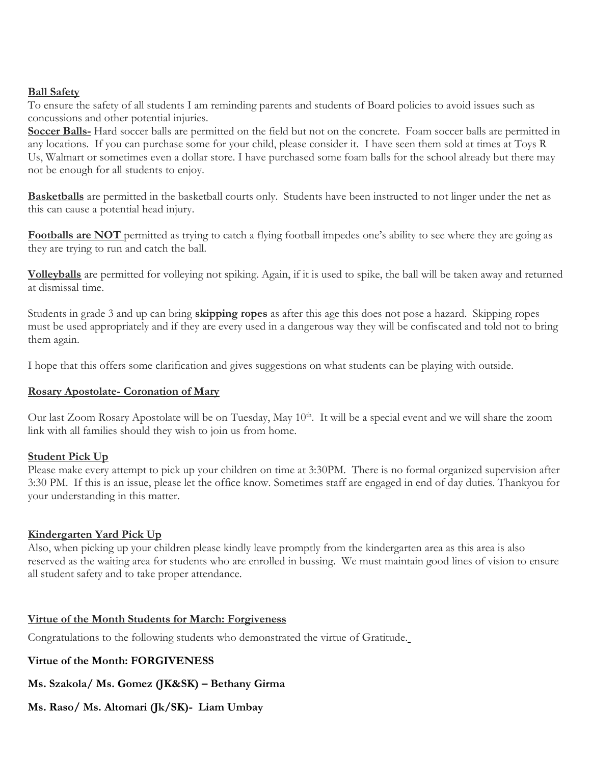**Ball Safety**

To ensure the safety of all students I am reminding parents and students of Board policies to avoid issues such as concussions and other potential injuries.

**Soccer Balls-** Hard soccer balls are permitted on the field but not on the concrete. Foam soccer balls are permitted in any locations. If you can purchase some for your child, please consider it. I have seen them sold at times at Toys R Us, Walmart or sometimes even a dollar store. I have purchased some foam balls for the school already but there may not be enough for all students to enjoy.

**Basketballs** are permitted in the basketball courts only. Students have been instructed to not linger under the net as this can cause a potential head injury.

**Footballs are NOT** permitted as trying to catch a flying football impedes one's ability to see where they are going as they are trying to run and catch the ball.

**Volleyballs** are permitted for volleying not spiking. Again, if it is used to spike, the ball will be taken away and returned at dismissal time.

Students in grade 3 and up can bring **skipping ropes** as after this age this does not pose a hazard. Skipping ropes must be used appropriately and if they are every used in a dangerous way they will be confiscated and told not to bring them again.

I hope that this offers some clarification and gives suggestions on what students can be playing with outside.

**Rosary Apostolate- Coronation of Mary**

Our last Zoom Rosary Apostolate will be on Tuesday, May 10th. It will be a special event and we will share the zoom link with all families should they wish to join us from home.

**Student Pick Up**

Please make every attempt to pick up your children on time at 3:30PM. There is no formal organized supervision after 3:30 PM. If this is an issue, please let the office know. Sometimes staff are engaged in end of day duties. Thankyou for your understanding in this matter.

**Kindergarten Yard Pick Up**

Also, when picking up your children please kindly leave promptly from the kindergarten area as this area is also reserved as the waiting area for students who are enrolled in bussing. We must maintain good lines of vision to ensure all student safety and to take proper attendance.

**Virtue of the Month Students for March: Forgiveness**

Congratulations to the following students who demonstrated the virtue of Gratitude.

**Virtue of the Month: FORGIVENESS**

**Ms. Szakola/ Ms. Gomez (JK&SK) – Bethany Girma**

**Ms. Raso/ Ms. Altomari (Jk/SK)- Liam Umbay**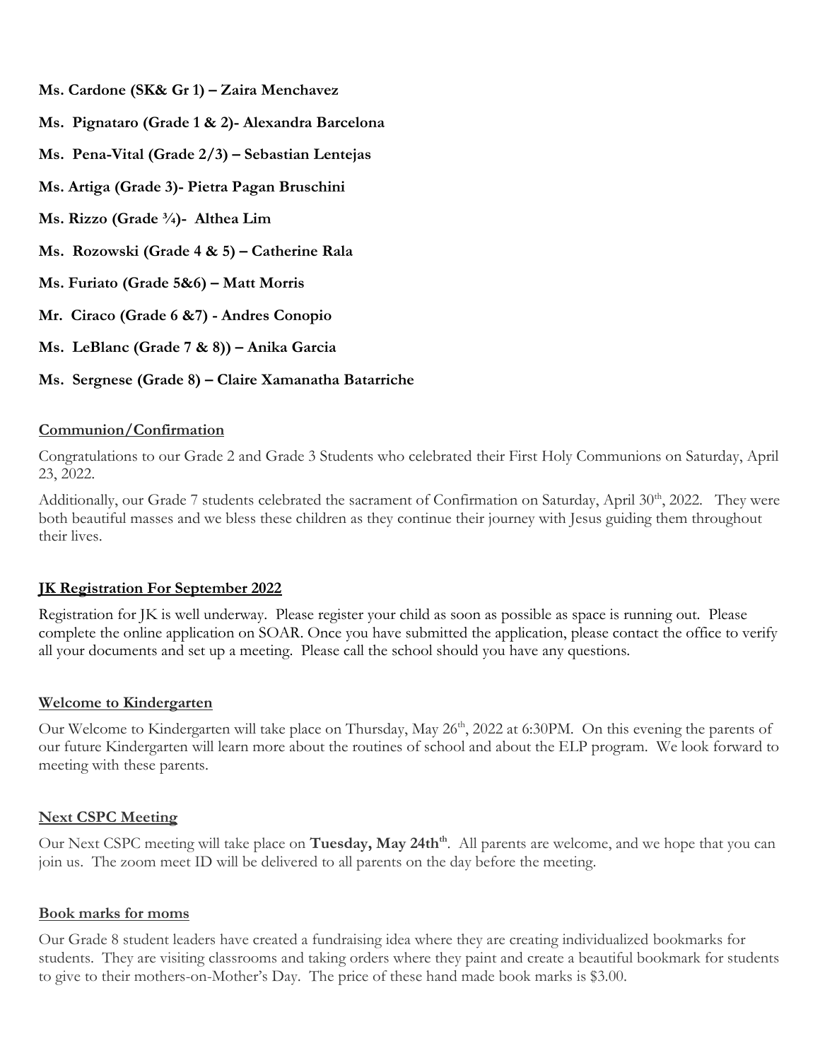**Ms. Cardone (SK& Gr 1) – Zaira Menchavez**

**Ms. Pignataro (Grade 1 & 2)- Alexandra Barcelona**

**Ms. Pena-Vital (Grade 2/3) – Sebastian Lentejas**

**Ms. Artiga (Grade 3)- Pietra Pagan Bruschini**

**Ms. Rizzo (Grade ¾)- Althea Lim**

**Ms. Rozowski (Grade 4 & 5) – Catherine Rala**

**Ms. Furiato (Grade 5&6) – Matt Morris**

**Mr. Ciraco (Grade 6 &7) - Andres Conopio**

**Ms. LeBlanc (Grade 7 & 8)) – Anika Garcia**

**Ms. Sergnese (Grade 8) – Claire Xamanatha Batarriche**

## Communion/Confirmation

Congratulations to our Grade 2 and Grade 3 Students who celebrated their First Holy Communions on Saturday, April 23, 2022.

Additionally, our Grade 7 students celebrated the sacrament of Confirmation on Saturday, April 30th, 2022. They were both beautiful masses and we bless these children as they continue their journey with Jesus guiding them throughout their lives.

## JK Registration For September 2022

Registration for JK is well underway. Please register your child as soon as possible as space is running out. Please complete the online application on SOAR. Once you have submitted the application, please contact the office to verify all your documents and set up a meeting. Please call the school should you have any questions.

## Welcome to Kindergarten

Our Welcome to Kindergarten will take place on Thursday, May 26th, 2022 at 6:30PM. On this evening the parents of our future Kindergarten will learn more about the routines of school and about the ELP program. We look forward to meeting with these parents.

## Next CSPC Meeting

Our Next CSPC meeting will take place on **Tuesday, May 24thth**. All parents are welcome, and we hope that you can join us. The zoom meet ID will be delivered to all parents on the day before the meeting.

## Book marks for moms

Our Grade 8 student leaders have created a fundraising idea where they are creating individualized bookmarks for students. They are visiting classrooms and taking orders where they paint and create a beautiful bookmark for students to give to their mothers-on-Mother's Day. The price of these hand made book marks is $3.00.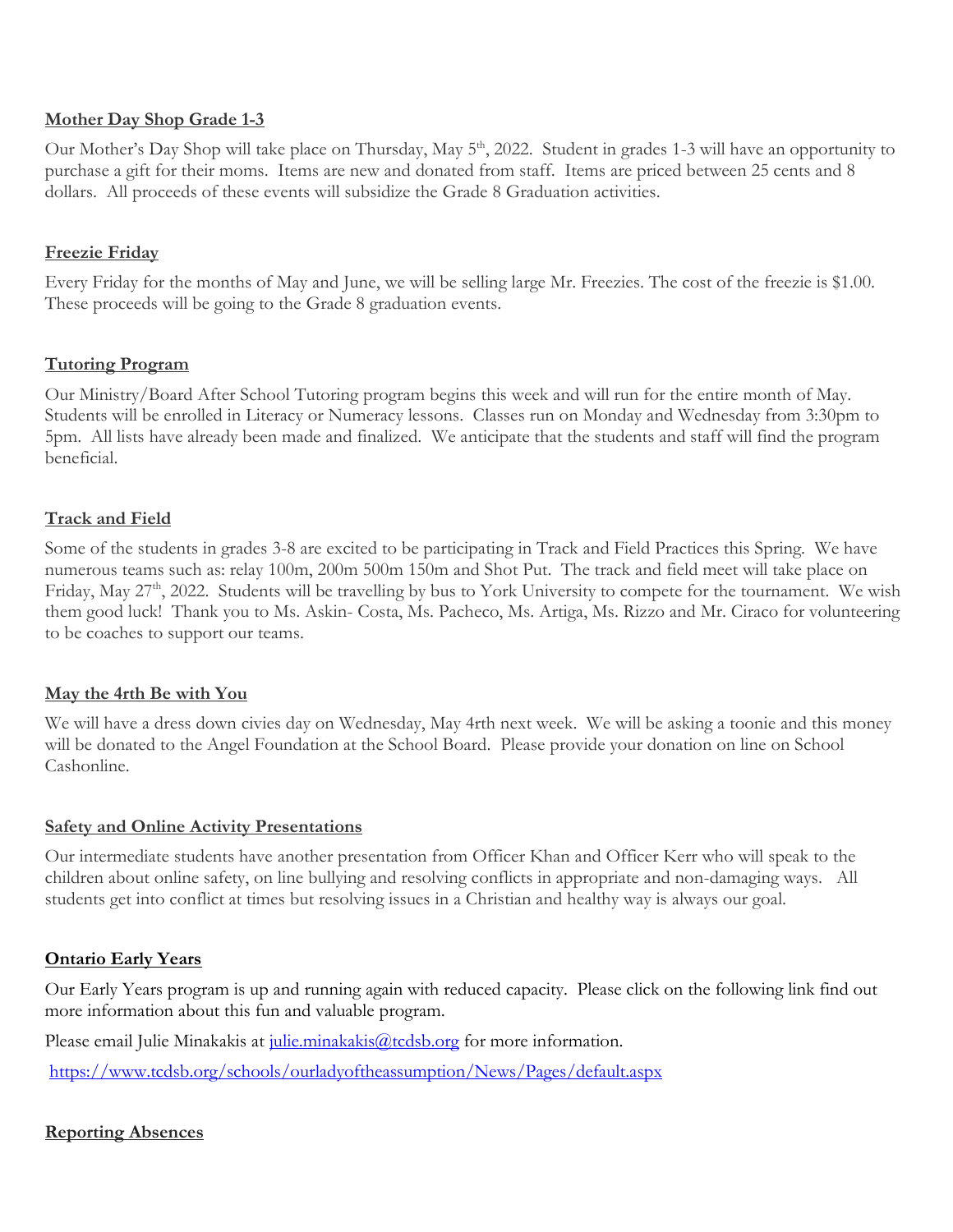**Mother Day Shop Grade 1-3**

Our Mother's Day Shop will take place on Thursday, May 5th, 2022. Student in grades 1-3 will have an opportunity to purchase a gift for their moms. Items are new and donated from staff. Items are priced between 25 cents and 8 dollars. All proceeds of these events will subsidize the Grade 8 Graduation activities.

**Freezie Friday**

Every Friday for the months of May and June, we will be selling large Mr. Freezies. The cost of the freezie is $1.00. These proceeds will be going to the Grade 8 graduation events.

**Tutoring Program**

Our Ministry/Board After School Tutoring program begins this week and will run for the entire month of May. Students will be enrolled in Literacy or Numeracy lessons. Classes run on Monday and Wednesday from 3:30pm to 5pm. All lists have already been made and finalized. We anticipate that the students and staff will find the program beneficial.

**Track and Field**

Some of the students in grades 3-8 are excited to be participating in Track and Field Practices this Spring. We have numerous teams such as: relay 100m, 200m 500m 150m and Shot Put. The track and field meet will take place on Friday, May 27th, 2022. Students will be travelling by bus to York University to compete for the tournament. We wish them good luck! Thank you to Ms. Askin- Costa, Ms. Pacheco, Ms. Artiga, Ms. Rizzo and Mr. Ciraco for volunteering to be coaches to support our teams.

**May the 4rth Be with You**

We will have a dress down civies day on Wednesday, May 4rth next week. We will be asking a toonie and this money will be donated to the Angel Foundation at the School Board. Please provide your donation on line on School Cashonline.

**Safety and Online Activity Presentations**

Our intermediate students have another presentation from Officer Khan and Officer Kerr who will speak to the children about online safety, on line bullying and resolving conflicts in appropriate and non-damaging ways. All students get into conflict at times but resolving issues in a Christian and healthy way is always our goal.

**Ontario Early Years**

Our Early Years program is up and running again with reduced capacity. Please click on the following link find out more information about this fun and valuable program.

Please email Julie Minakakis at julie.minakakis@tcdsb.org for more information.

https://www.tcdsb.org/schools/ourladyoftheassumption/News/Pages/default.aspx

**Reporting Absences**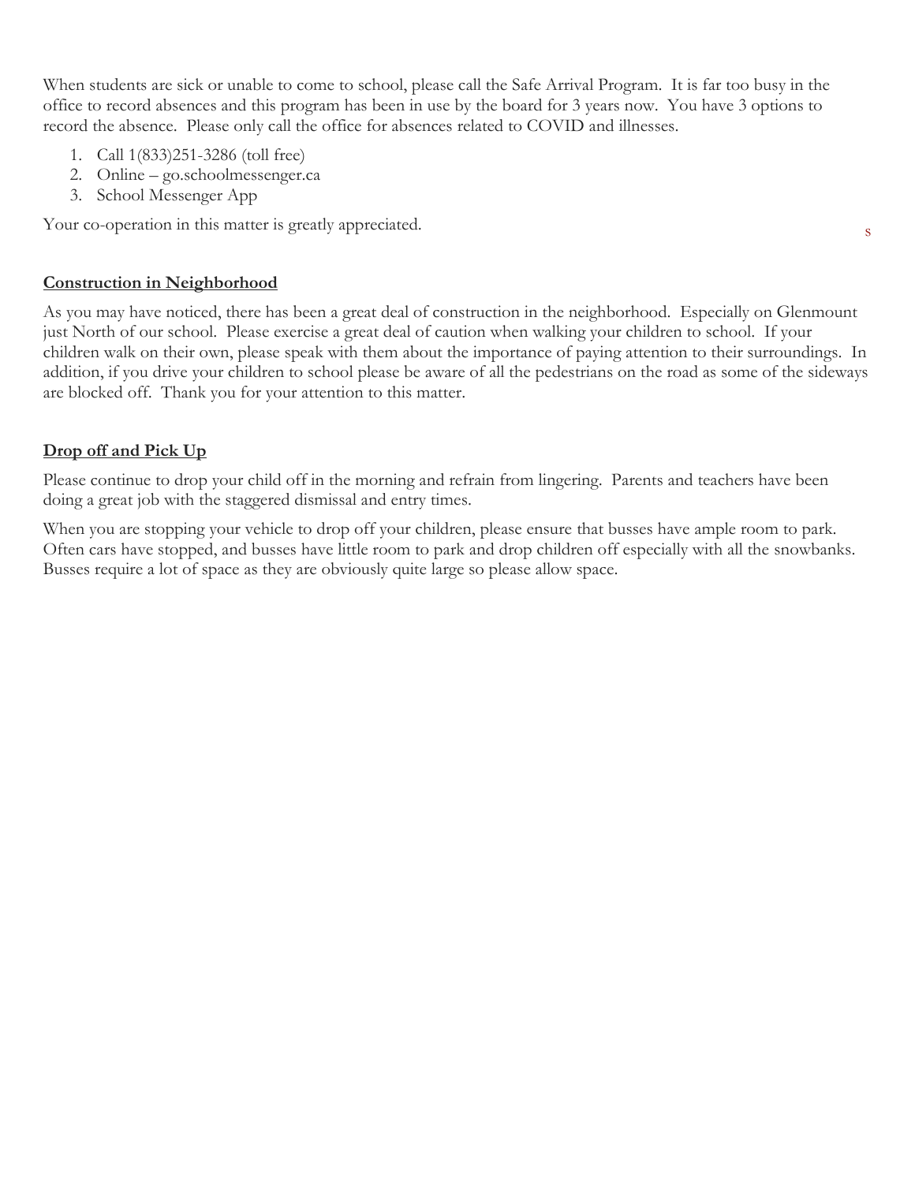When students are sick or unable to come to school, please call the Safe Arrival Program. It is far too busy in the office to record absences and this program has been in use by the board for 3 years now. You have 3 options to record the absence. Please only call the office for absences related to COVID and illnesses.

1. Call 1(833)251-3286 (toll free)
2. Online – go.schoolmessenger.ca
3. School Messenger App

Your co-operation in this matter is greatly appreciated.

s

**Construction in Neighborhood**

As you may have noticed, there has been a great deal of construction in the neighborhood. Especially on Glenmount just North of our school. Please exercise a great deal of caution when walking your children to school. If your children walk on their own, please speak with them about the importance of paying attention to their surroundings. In addition, if you drive your children to school please be aware of all the pedestrians on the road as some of the sideways are blocked off. Thank you for your attention to this matter.

**Drop off and Pick Up**

Please continue to drop your child off in the morning and refrain from lingering. Parents and teachers have been doing a great job with the staggered dismissal and entry times.

When you are stopping your vehicle to drop off your children, please ensure that busses have ample room to park. Often cars have stopped, and busses have little room to park and drop children off especially with all the snowbanks. Busses require a lot of space as they are obviously quite large so please allow space.